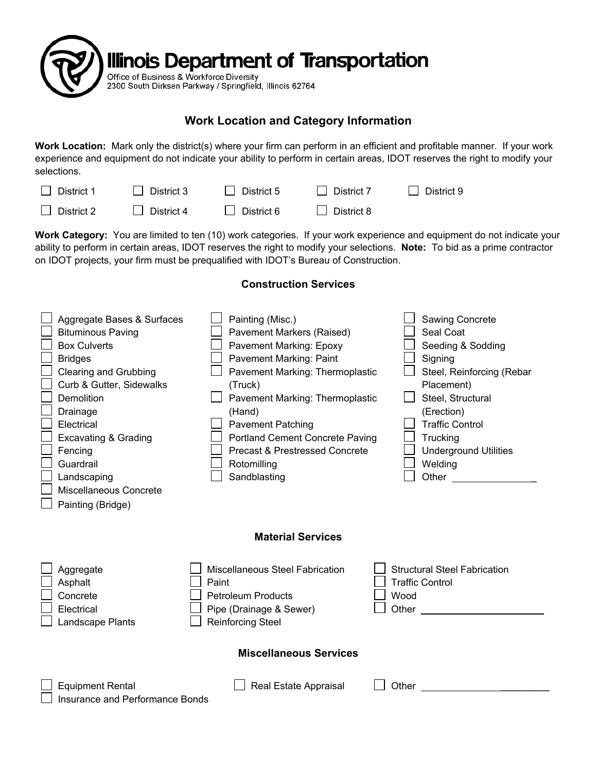# Illinois Department of Transportation

Office of Business & Workforce Diversity
2300 South Dirksen Parkway / Springfield, Illinois 62764

## Work Location and Category Information

**Work Location:** Mark only the district(s) where your firm can perform in an efficient and profitable manner. If your work experience and equipment do not indicate your ability to perform in certain areas, IDOT reserves the right to modify your selections.

- ☐ District 1
- ☐ District 2
- ☐ District 3
- ☐ District 4
- ☐ District 5
- ☐ District 6
- ☐ District 7
- ☐ District 8
- ☐ District 9

**Work Category:** You are limited to ten (10) work categories. If your work experience and equipment do not indicate your ability to perform in certain areas, IDOT reserves the right to modify your selections. **Note:** To bid as a prime contractor on IDOT projects, your firm must be prequalified with IDOT's Bureau of Construction.

### Construction Services

- ☐ Aggregate Bases & Surfaces
- ☐ Bituminous Paving
- ☐ Box Culverts
- ☐ Bridges
- ☐ Clearing and Grubbing
- ☐ Curb & Gutter, Sidewalks
- ☐ Demolition
- ☐ Drainage
- ☐ Electrical
- ☐ Excavating & Grading
- ☐ Fencing
- ☐ Guardrail
- ☐ Landscaping
- ☐ Miscellaneous Concrete
- ☐ Painting (Bridge)
- ☐ Painting (Misc.)
- ☐ Pavement Markers (Raised)
- ☐ Pavement Marking: Epoxy
- ☐ Pavement Marking: Paint
- ☐ Pavement Marking: Thermoplastic (Truck)
- ☐ Pavement Marking: Thermoplastic (Hand)
- ☐ Pavement Patching
- ☐ Portland Cement Concrete Paving
- ☐ Precast & Prestressed Concrete
- ☐ Rotomilling
- ☐ Sandblasting
- ☐ Sawing Concrete
- ☐ Seal Coat
- ☐ Seeding & Sodding
- ☐ Signing
- ☐ Steel, Reinforcing (Rebar Placement)
- ☐ Steel, Structural (Erection)
- ☐ Traffic Control
- ☐ Trucking
- ☐ Underground Utilities
- ☐ Welding
- ☐ Other ________________

### Material Services

- ☐ Aggregate
- ☐ Asphalt
- ☐ Concrete
- ☐ Electrical
- ☐ Landscape Plants
- ☐ Miscellaneous Steel Fabrication
- ☐ Paint
- ☐ Petroleum Products
- ☐ Pipe (Drainage & Sewer)
- ☐ Reinforcing Steel
- ☐ Structural Steel Fabrication
- ☐ Traffic Control
- ☐ Wood
- ☐ Other ________________

### Miscellaneous Services

- ☐ Equipment Rental
- ☐ Insurance and Performance Bonds
- ☐ Real Estate Appraisal
- ☐ Other ________________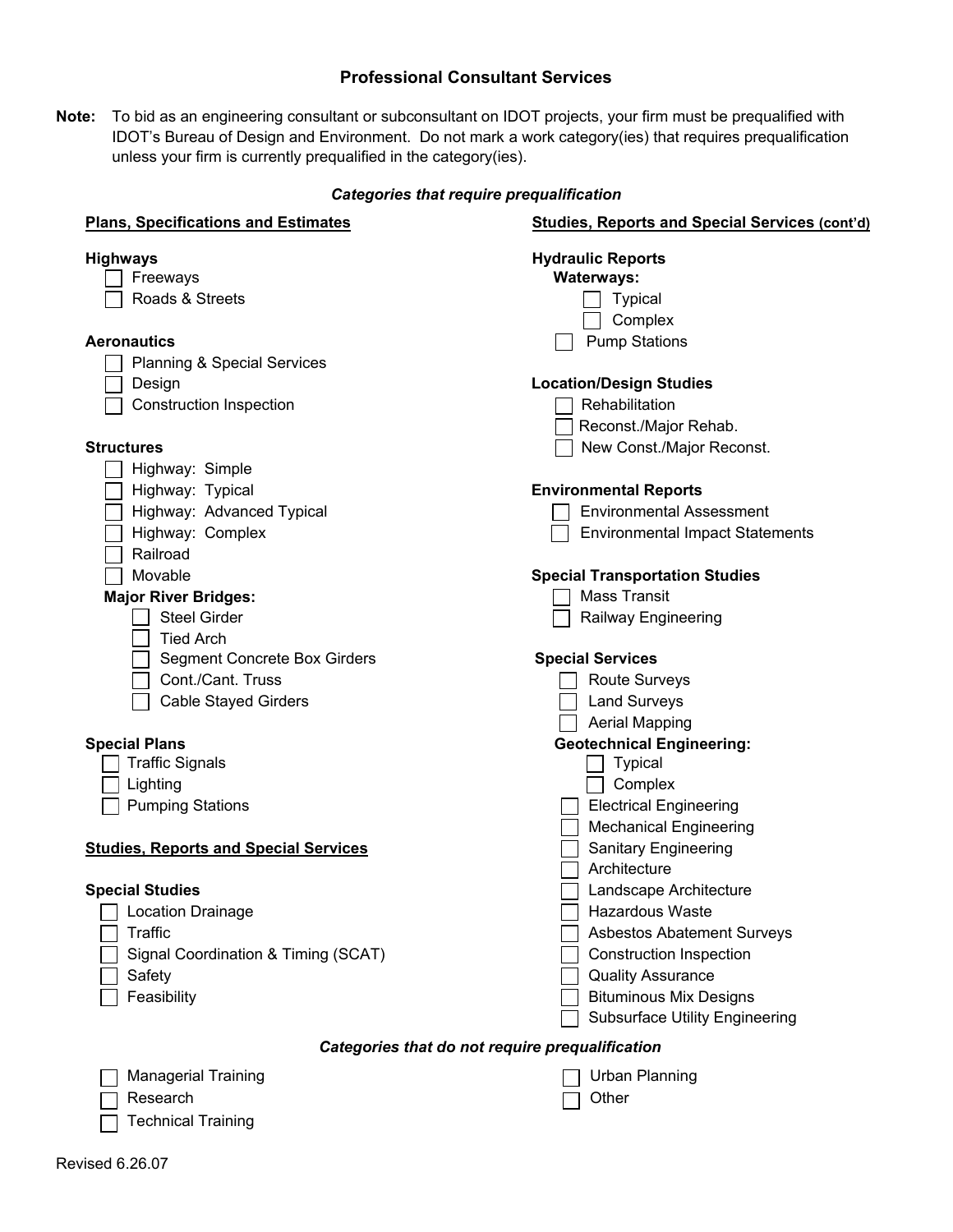# Professional Consultant Services

**Note:** To bid as an engineering consultant or subconsultant on IDOT projects, your firm must be prequalified with IDOT's Bureau of Design and Environment. Do not mark a work category(ies) that requires prequalification unless your firm is currently prequalified in the category(ies).

*Categories that require prequalification*

## Plans, Specifications and Estimates

**Highways**

- [ ] Freeways
- [ ] Roads & Streets

**Aeronautics**

- [ ] Planning & Special Services
- [ ] Design
- [ ] Construction Inspection

**Structures**

- [ ] Highway: Simple
- [ ] Highway: Typical
- [ ] Highway: Advanced Typical
- [ ] Highway: Complex
- [ ] Railroad
- [ ] Movable

**Major River Bridges:**

- [ ] Steel Girder
- [ ] Tied Arch
- [ ] Segment Concrete Box Girders
- [ ] Cont./Cant. Truss
- [ ] Cable Stayed Girders

**Special Plans**

- [ ] Traffic Signals
- [ ] Lighting
- [ ] Pumping Stations

## Studies, Reports and Special Services

**Special Studies**

- [ ] Location Drainage
- [ ] Traffic
- [ ] Signal Coordination & Timing (SCAT)
- [ ] Safety
- [ ] Feasibility

## Studies, Reports and Special Services (cont'd)

**Hydraulic Reports**

**Waterways:**

- [ ] Typical
- [ ] Complex
- [ ] Pump Stations

**Location/Design Studies**

- [ ] Rehabilitation
- [ ] Reconst./Major Rehab.
- [ ] New Const./Major Reconst.

**Environmental Reports**

- [ ] Environmental Assessment
- [ ] Environmental Impact Statements

**Special Transportation Studies**

- [ ] Mass Transit
- [ ] Railway Engineering

**Special Services**

- [ ] Route Surveys
- [ ] Land Surveys
- [ ] Aerial Mapping

**Geotechnical Engineering:**

- [ ] Typical
- [ ] Complex
- [ ] Electrical Engineering
- [ ] Mechanical Engineering
- [ ] Sanitary Engineering
- [ ] Architecture
- [ ] Landscape Architecture
- [ ] Hazardous Waste
- [ ] Asbestos Abatement Surveys
- [ ] Construction Inspection
- [ ] Quality Assurance
- [ ] Bituminous Mix Designs
- [ ] Subsurface Utility Engineering

*Categories that do not require prequalification*

- [ ] Managerial Training
- [ ] Research
- [ ] Technical Training
- [ ] Urban Planning
- [ ] Other

Revised 6.26.07